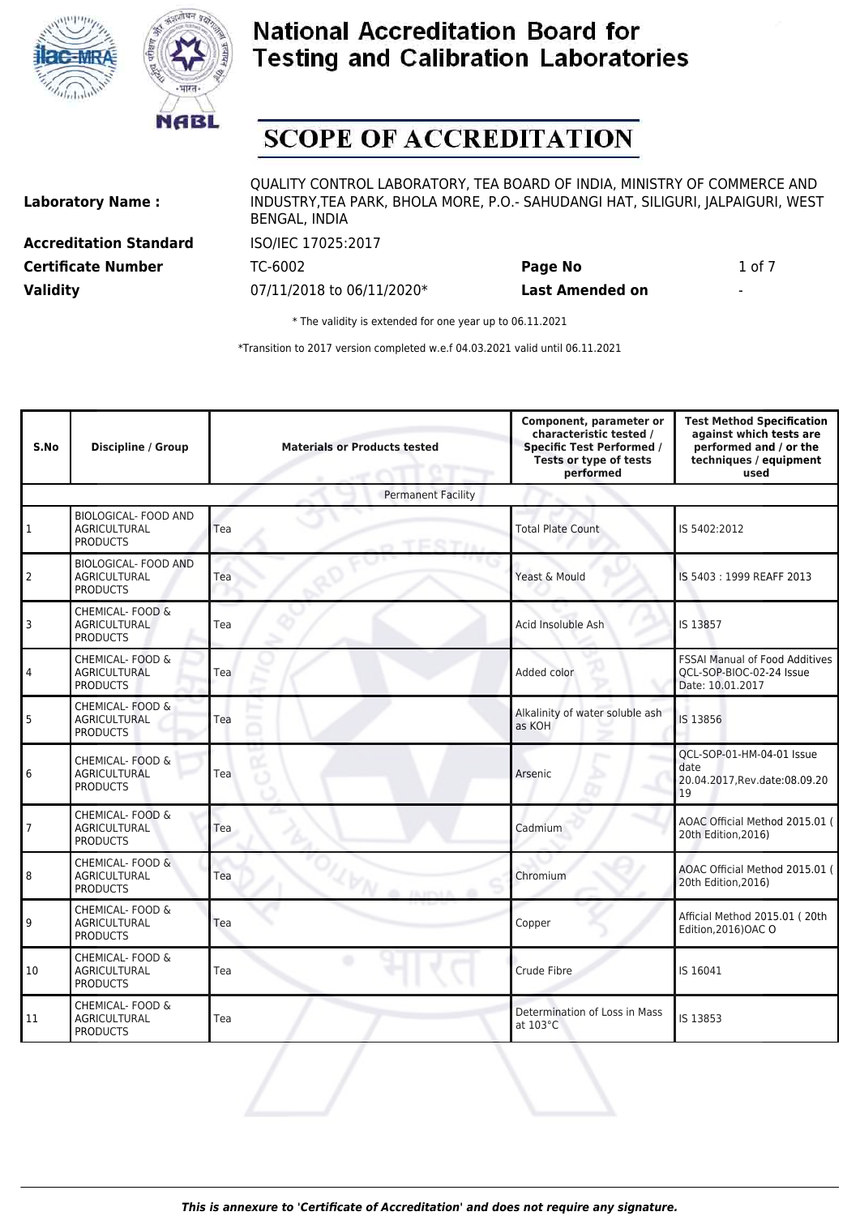# National Accreditation Board for Testing and Calibration Laboratories

## SCOPE OF ACCREDITATION

| | | | |
|---|---|---|---|
| **Laboratory Name :** | QUALITY CONTROL LABORATORY, TEA BOARD OF INDIA, MINISTRY OF COMMERCE AND INDUSTRY,TEA PARK, BHOLA MORE, P.O.- SAHUDANGI HAT, SILIGURI, JALPAIGURI, WEST BENGAL, INDIA | | |
| **Accreditation Standard** | ISO/IEC 17025:2017 | | |
| **Certificate Number** | TC-6002 | **Page No** | 1 of 7 |
| **Validity** | 07/11/2018 to 06/11/2020* | **Last Amended on** | - |

\* The validity is extended for one year up to 06.11.2021

*Transition to 2017 version completed w.e.f 04.03.2021 valid until 06.11.2021

| S.No | Discipline / Group | Materials or Products tested | Component, parameter or characteristic tested / Specific Test Performed / Tests or type of tests performed | Test Method Specification against which tests are performed and / or the techniques / equipment used |
|---|---|---|---|---|
| | | Permanent Facility | | |
| 1 | BIOLOGICAL- FOOD AND AGRICULTURAL PRODUCTS | Tea | Total Plate Count | IS 5402:2012 |
| 2 | BIOLOGICAL- FOOD AND AGRICULTURAL PRODUCTS | Tea | Yeast & Mould | IS 5403 : 1999 REAFF 2013 |
| 3 | CHEMICAL- FOOD & AGRICULTURAL PRODUCTS | Tea | Acid Insoluble Ash | IS 13857 |
| 4 | CHEMICAL- FOOD & AGRICULTURAL PRODUCTS | Tea | Added color | FSSAI Manual of Food Additives QCL-SOP-BIOC-02-24 Issue Date: 10.01.2017 |
| 5 | CHEMICAL- FOOD & AGRICULTURAL PRODUCTS | Tea | Alkalinity of water soluble ash as KOH | IS 13856 |
| 6 | CHEMICAL- FOOD & AGRICULTURAL PRODUCTS | Tea | Arsenic | QCL-SOP-01-HM-04-01 Issue date 20.04.2017,Rev.date:08.09.2019 |
| 7 | CHEMICAL- FOOD & AGRICULTURAL PRODUCTS | Tea | Cadmium | AOAC Official Method 2015.01 ( 20th Edition,2016) |
| 8 | CHEMICAL- FOOD & AGRICULTURAL PRODUCTS | Tea | Chromium | AOAC Official Method 2015.01 ( 20th Edition,2016) |
| 9 | CHEMICAL- FOOD & AGRICULTURAL PRODUCTS | Tea | Copper | Afficial Method 2015.01 ( 20th Edition,2016)OAC O |
| 10 | CHEMICAL- FOOD & AGRICULTURAL PRODUCTS | Tea | Crude Fibre | IS 16041 |
| 11 | CHEMICAL- FOOD & AGRICULTURAL PRODUCTS | Tea | Determination of Loss in Mass at 103°C | IS 13853 |

*This is annexure to 'Certificate of Accreditation' and does not require any signature.*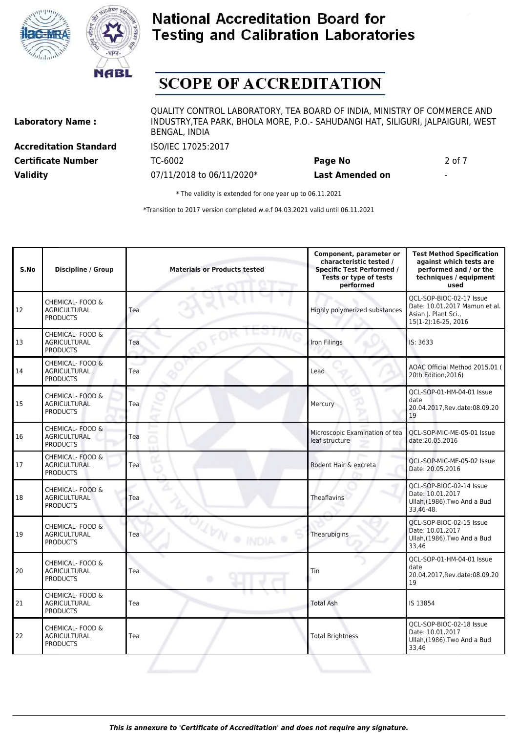# National Accreditation Board for Testing and Calibration Laboratories

## SCOPE OF ACCREDITATION

**Laboratory Name :** QUALITY CONTROL LABORATORY, TEA BOARD OF INDIA, MINISTRY OF COMMERCE AND INDUSTRY,TEA PARK, BHOLA MORE, P.O.- SAHUDANGI HAT, SILIGURI, JALPAIGURI, WEST BENGAL, INDIA

**Accreditation Standard** ISO/IEC 17025:2017

**Certificate Number** TC-6002 **Page No** 2 of 7

**Validity** 07/11/2018 to 06/11/2020* **Last Amended on** -

\* The validity is extended for one year up to 06.11.2021

*Transition to 2017 version completed w.e.f 04.03.2021 valid until 06.11.2021

| S.No | Discipline / Group | Materials or Products tested | Component, parameter or characteristic tested / Specific Test Performed / Tests or type of tests performed | Test Method Specification against which tests are performed and / or the techniques / equipment used |
|---|---|---|---|---|
| 12 | CHEMICAL- FOOD & AGRICULTURAL PRODUCTS | Tea | Highly polymerized substances | QCL-SOP-BIOC-02-17 Issue Date: 10.01.2017 Mamun et al. Asian J. Plant Sci., 15(1-2):16-25, 2016 |
| 13 | CHEMICAL- FOOD & AGRICULTURAL PRODUCTS | Tea | Iron Filings | IS: 3633 |
| 14 | CHEMICAL- FOOD & AGRICULTURAL PRODUCTS | Tea | Lead | AOAC Official Method 2015.01 ( 20th Edition,2016) |
| 15 | CHEMICAL- FOOD & AGRICULTURAL PRODUCTS | Tea | Mercury | QCL-SOP-01-HM-04-01 Issue date 20.04.2017,Rev.date:08.09.2019 |
| 16 | CHEMICAL- FOOD & AGRICULTURAL PRODUCTS | Tea | Microscopic Examination of tea leaf structure | QCL-SOP-MIC-ME-05-01 Issue date:20.05.2016 |
| 17 | CHEMICAL- FOOD & AGRICULTURAL PRODUCTS | Tea | Rodent Hair & excreta | QCL-SOP-MIC-ME-05-02 Issue Date: 20.05.2016 |
| 18 | CHEMICAL- FOOD & AGRICULTURAL PRODUCTS | Tea | Theaflavins | QCL-SOP-BIOC-02-14 Issue Date: 10.01.2017 Ullah,(1986).Two And a Bud 33,46-48. |
| 19 | CHEMICAL- FOOD & AGRICULTURAL PRODUCTS | Tea | Thearubigins | QCL-SOP-BIOC-02-15 Issue Date: 10.01.2017 Ullah,(1986).Two And a Bud 33,46 |
| 20 | CHEMICAL- FOOD & AGRICULTURAL PRODUCTS | Tea | Tin | QCL-SOP-01-HM-04-01 Issue date 20.04.2017,Rev.date:08.09.2019 |
| 21 | CHEMICAL- FOOD & AGRICULTURAL PRODUCTS | Tea | Total Ash | IS 13854 |
| 22 | CHEMICAL- FOOD & AGRICULTURAL PRODUCTS | Tea | Total Brightness | QCL-SOP-BIOC-02-18 Issue Date: 10.01.2017 Ullah,(1986).Two And a Bud 33,46 |

*This is annexure to 'Certificate of Accreditation' and does not require any signature.*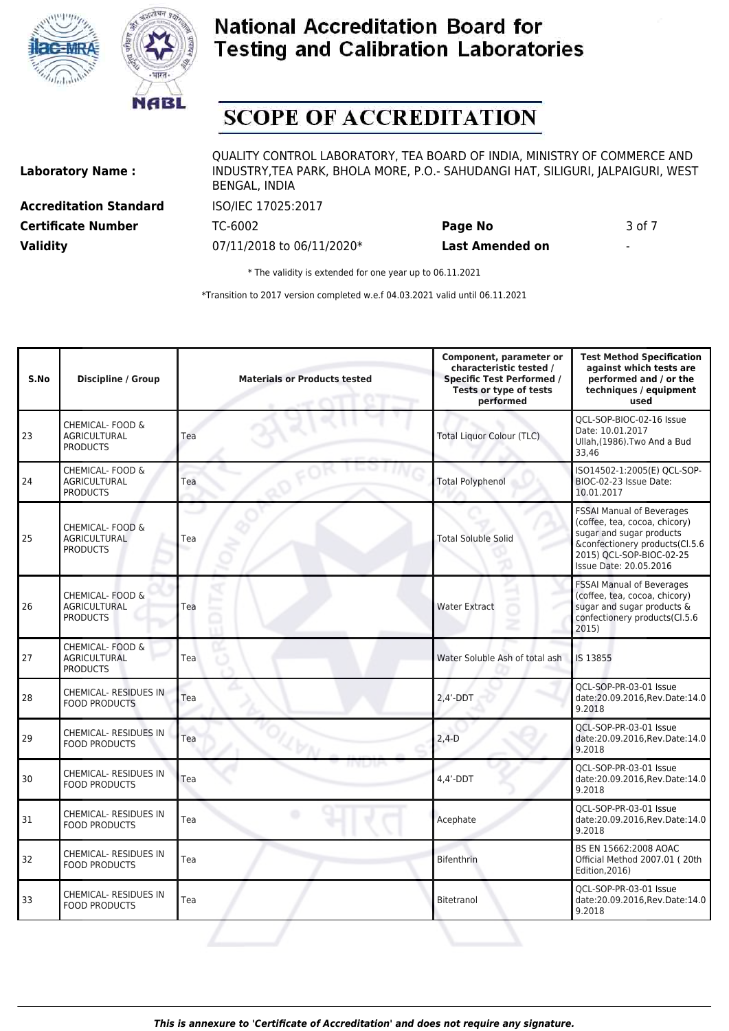# National Accreditation Board for Testing and Calibration Laboratories

## SCOPE OF ACCREDITATION

**Laboratory Name :** QUALITY CONTROL LABORATORY, TEA BOARD OF INDIA, MINISTRY OF COMMERCE AND INDUSTRY,TEA PARK, BHOLA MORE, P.O.- SAHUDANGI HAT, SILIGURI, JALPAIGURI, WEST BENGAL, INDIA

**Accreditation Standard** ISO/IEC 17025:2017

**Certificate Number** TC-6002 **Page No** 3 of 7

**Validity** 07/11/2018 to 06/11/2020* **Last Amended on** -

\* The validity is extended for one year up to 06.11.2021

*Transition to 2017 version completed w.e.f 04.03.2021 valid until 06.11.2021

| S.No | Discipline / Group | Materials or Products tested | Component, parameter or characteristic tested / Specific Test Performed / Tests or type of tests performed | Test Method Specification against which tests are performed and / or the techniques / equipment used |
|---|---|---|---|---|
| 23 | CHEMICAL- FOOD & AGRICULTURAL PRODUCTS | Tea | Total Liquor Colour (TLC) | QCL-SOP-BIOC-02-16 Issue Date: 10.01.2017 Ullah,(1986).Two And a Bud 33,46 |
| 24 | CHEMICAL- FOOD & AGRICULTURAL PRODUCTS | Tea | Total Polyphenol | ISO14502-1:2005(E) QCL-SOP-BIOC-02-23 Issue Date: 10.01.2017 |
| 25 | CHEMICAL- FOOD & AGRICULTURAL PRODUCTS | Tea | Total Soluble Solid | FSSAI Manual of Beverages (coffee, tea, cocoa, chicory) sugar and sugar products &confectionery products(Cl.5.6 2015) QCL-SOP-BIOC-02-25 Issue Date: 20.05.2016 |
| 26 | CHEMICAL- FOOD & AGRICULTURAL PRODUCTS | Tea | Water Extract | FSSAI Manual of Beverages (coffee, tea, cocoa, chicory) sugar and sugar products & confectionery products(Cl.5.6 2015) |
| 27 | CHEMICAL- FOOD & AGRICULTURAL PRODUCTS | Tea | Water Soluble Ash of total ash | IS 13855 |
| 28 | CHEMICAL- RESIDUES IN FOOD PRODUCTS | Tea | 2,4'-DDT | QCL-SOP-PR-03-01 Issue date:20.09.2016,Rev.Date:14.09.2018 |
| 29 | CHEMICAL- RESIDUES IN FOOD PRODUCTS | Tea | 2,4-D | QCL-SOP-PR-03-01 Issue date:20.09.2016,Rev.Date:14.09.2018 |
| 30 | CHEMICAL- RESIDUES IN FOOD PRODUCTS | Tea | 4,4'-DDT | QCL-SOP-PR-03-01 Issue date:20.09.2016,Rev.Date:14.09.2018 |
| 31 | CHEMICAL- RESIDUES IN FOOD PRODUCTS | Tea | Acephate | QCL-SOP-PR-03-01 Issue date:20.09.2016,Rev.Date:14.09.2018 |
| 32 | CHEMICAL- RESIDUES IN FOOD PRODUCTS | Tea | Bifenthrin | BS EN 15662:2008 AOAC Official Method 2007.01 ( 20th Edition,2016) |
| 33 | CHEMICAL- RESIDUES IN FOOD PRODUCTS | Tea | Bitetranol | QCL-SOP-PR-03-01 Issue date:20.09.2016,Rev.Date:14.09.2018 |

***This is annexure to 'Certificate of Accreditation' and does not require any signature.***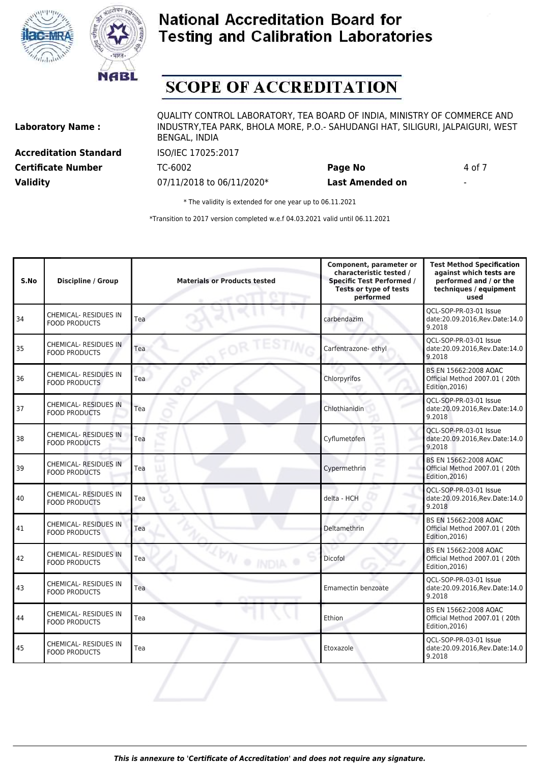# National Accreditation Board for Testing and Calibration Laboratories

# SCOPE OF ACCREDITATION

| | | | |
|---|---|---|---|
| **Laboratory Name :** | QUALITY CONTROL LABORATORY, TEA BOARD OF INDIA, MINISTRY OF COMMERCE AND INDUSTRY,TEA PARK, BHOLA MORE, P.O.- SAHUDANGI HAT, SILIGURI, JALPAIGURI, WEST BENGAL, INDIA | | |
| **Accreditation Standard** | ISO/IEC 17025:2017 | | |
| **Certificate Number** | TC-6002 | **Page No** | 4 of 7 |
| **Validity** | 07/11/2018 to 06/11/2020* | **Last Amended on** | - |

\* The validity is extended for one year up to 06.11.2021

*Transition to 2017 version completed w.e.f 04.03.2021 valid until 06.11.2021

| S.No | Discipline / Group | Materials or Products tested | Component, parameter or characteristic tested / Specific Test Performed / Tests or type of tests performed | Test Method Specification against which tests are performed and / or the techniques / equipment used |
|---|---|---|---|---|
| 34 | CHEMICAL- RESIDUES IN FOOD PRODUCTS | Tea | carbendazim | QCL-SOP-PR-03-01 Issue date:20.09.2016,Rev.Date:14.09.2018 |
| 35 | CHEMICAL- RESIDUES IN FOOD PRODUCTS | Tea | Carfentrazone- ethyl | QCL-SOP-PR-03-01 Issue date:20.09.2016,Rev.Date:14.09.2018 |
| 36 | CHEMICAL- RESIDUES IN FOOD PRODUCTS | Tea | Chlorpyrifos | BS EN 15662:2008 AOAC Official Method 2007.01 ( 20th Edition,2016) |
| 37 | CHEMICAL- RESIDUES IN FOOD PRODUCTS | Tea | Chlothianidin | QCL-SOP-PR-03-01 Issue date:20.09.2016,Rev.Date:14.09.2018 |
| 38 | CHEMICAL- RESIDUES IN FOOD PRODUCTS | Tea | Cyflumetofen | QCL-SOP-PR-03-01 Issue date:20.09.2016,Rev.Date:14.09.2018 |
| 39 | CHEMICAL- RESIDUES IN FOOD PRODUCTS | Tea | Cypermethrin | BS EN 15662:2008 AOAC Official Method 2007.01 ( 20th Edition,2016) |
| 40 | CHEMICAL- RESIDUES IN FOOD PRODUCTS | Tea | delta - HCH | QCL-SOP-PR-03-01 Issue date:20.09.2016,Rev.Date:14.09.2018 |
| 41 | CHEMICAL- RESIDUES IN FOOD PRODUCTS | Tea | Deltamethrin | BS EN 15662:2008 AOAC Official Method 2007.01 ( 20th Edition,2016) |
| 42 | CHEMICAL- RESIDUES IN FOOD PRODUCTS | Tea | Dicofol | BS EN 15662:2008 AOAC Official Method 2007.01 ( 20th Edition,2016) |
| 43 | CHEMICAL- RESIDUES IN FOOD PRODUCTS | Tea | Emamectin benzoate | QCL-SOP-PR-03-01 Issue date:20.09.2016,Rev.Date:14.09.2018 |
| 44 | CHEMICAL- RESIDUES IN FOOD PRODUCTS | Tea | Ethion | BS EN 15662:2008 AOAC Official Method 2007.01 ( 20th Edition,2016) |
| 45 | CHEMICAL- RESIDUES IN FOOD PRODUCTS | Tea | Etoxazole | QCL-SOP-PR-03-01 Issue date:20.09.2016,Rev.Date:14.09.2018 |

*This is annexure to 'Certificate of Accreditation' and does not require any signature.*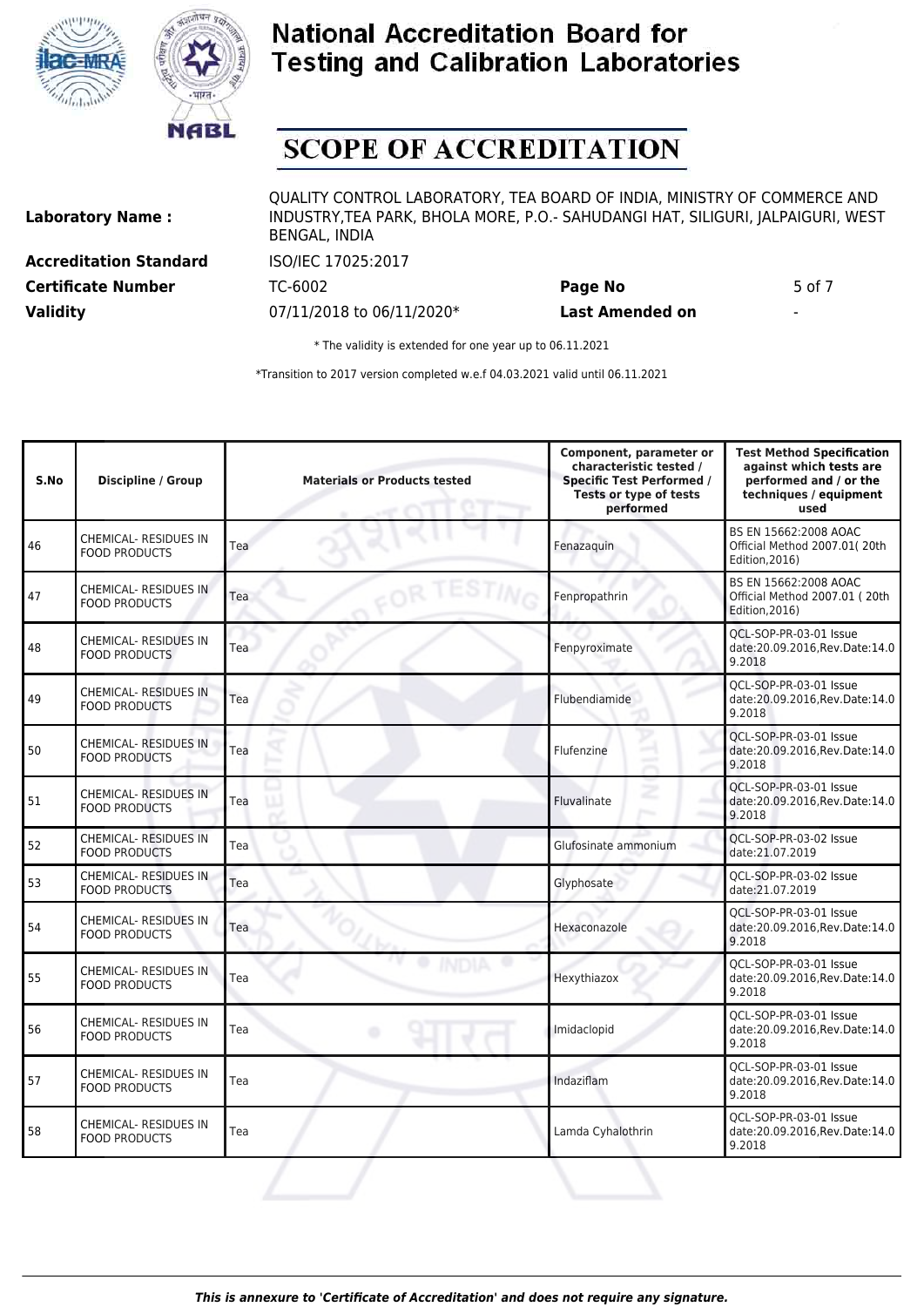# National Accreditation Board for Testing and Calibration Laboratories

## SCOPE OF ACCREDITATION

**Laboratory Name :** QUALITY CONTROL LABORATORY, TEA BOARD OF INDIA, MINISTRY OF COMMERCE AND INDUSTRY,TEA PARK, BHOLA MORE, P.O.- SAHUDANGI HAT, SILIGURI, JALPAIGURI, WEST BENGAL, INDIA

**Accreditation Standard** ISO/IEC 17025:2017

**Certificate Number** TC-6002 **Page No** 5 of 7

**Validity** 07/11/2018 to 06/11/2020* **Last Amended on** -

\* The validity is extended for one year up to 06.11.2021

*Transition to 2017 version completed w.e.f 04.03.2021 valid until 06.11.2021

| S.No | Discipline / Group | Materials or Products tested | Component, parameter or characteristic tested / Specific Test Performed / Tests or type of tests performed | Test Method Specification against which tests are performed and / or the techniques / equipment used |
|---|---|---|---|---|
| 46 | CHEMICAL- RESIDUES IN FOOD PRODUCTS | Tea | Fenazaquin | BS EN 15662:2008 AOAC Official Method 2007.01( 20th Edition,2016) |
| 47 | CHEMICAL- RESIDUES IN FOOD PRODUCTS | Tea | Fenpropathrin | BS EN 15662:2008 AOAC Official Method 2007.01 ( 20th Edition,2016) |
| 48 | CHEMICAL- RESIDUES IN FOOD PRODUCTS | Tea | Fenpyroximate | QCL-SOP-PR-03-01 Issue date:20.09.2016,Rev.Date:14.09.2018 |
| 49 | CHEMICAL- RESIDUES IN FOOD PRODUCTS | Tea | Flubendiamide | QCL-SOP-PR-03-01 Issue date:20.09.2016,Rev.Date:14.09.2018 |
| 50 | CHEMICAL- RESIDUES IN FOOD PRODUCTS | Tea | Flufenzine | QCL-SOP-PR-03-01 Issue date:20.09.2016,Rev.Date:14.09.2018 |
| 51 | CHEMICAL- RESIDUES IN FOOD PRODUCTS | Tea | Fluvalinate | QCL-SOP-PR-03-01 Issue date:20.09.2016,Rev.Date:14.09.2018 |
| 52 | CHEMICAL- RESIDUES IN FOOD PRODUCTS | Tea | Glufosinate ammonium | QCL-SOP-PR-03-02 Issue date:21.07.2019 |
| 53 | CHEMICAL- RESIDUES IN FOOD PRODUCTS | Tea | Glyphosate | QCL-SOP-PR-03-02 Issue date:21.07.2019 |
| 54 | CHEMICAL- RESIDUES IN FOOD PRODUCTS | Tea | Hexaconazole | QCL-SOP-PR-03-01 Issue date:20.09.2016,Rev.Date:14.09.2018 |
| 55 | CHEMICAL- RESIDUES IN FOOD PRODUCTS | Tea | Hexythiazox | QCL-SOP-PR-03-01 Issue date:20.09.2016,Rev.Date:14.09.2018 |
| 56 | CHEMICAL- RESIDUES IN FOOD PRODUCTS | Tea | Imidaclopid | QCL-SOP-PR-03-01 Issue date:20.09.2016,Rev.Date:14.09.2018 |
| 57 | CHEMICAL- RESIDUES IN FOOD PRODUCTS | Tea | Indaziflam | QCL-SOP-PR-03-01 Issue date:20.09.2016,Rev.Date:14.09.2018 |
| 58 | CHEMICAL- RESIDUES IN FOOD PRODUCTS | Tea | Lamda Cyhalothrin | QCL-SOP-PR-03-01 Issue date:20.09.2016,Rev.Date:14.09.2018 |

*This is annexure to 'Certificate of Accreditation' and does not require any signature.*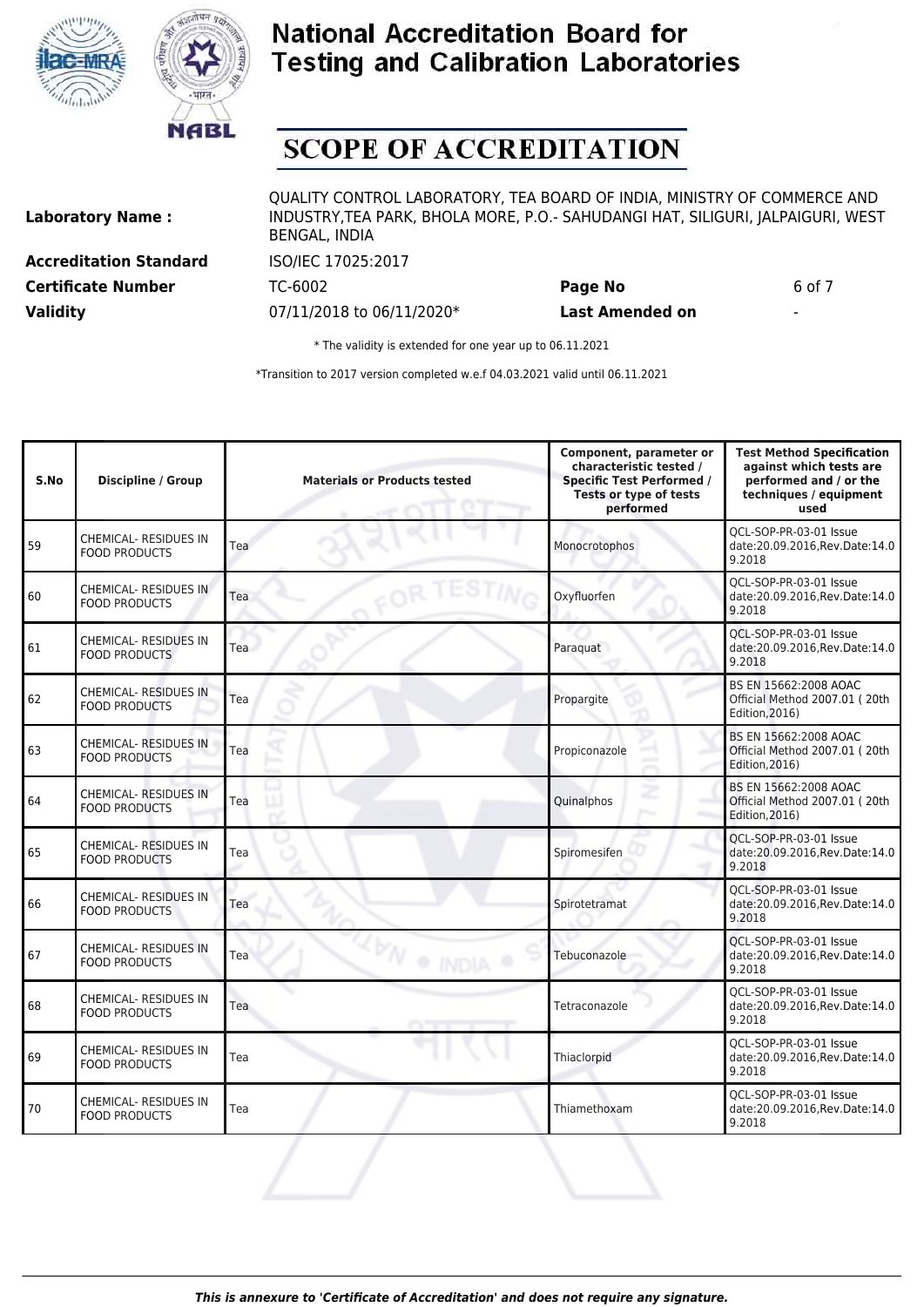# National Accreditation Board for Testing and Calibration Laboratories

## SCOPE OF ACCREDITATION

**Laboratory Name :** QUALITY CONTROL LABORATORY, TEA BOARD OF INDIA, MINISTRY OF COMMERCE AND INDUSTRY,TEA PARK, BHOLA MORE, P.O.- SAHUDANGI HAT, SILIGURI, JALPAIGURI, WEST BENGAL, INDIA

**Accreditation Standard** ISO/IEC 17025:2017

**Certificate Number** TC-6002 **Page No** 6 of 7

**Validity** 07/11/2018 to 06/11/2020* **Last Amended on** -

\* The validity is extended for one year up to 06.11.2021

*Transition to 2017 version completed w.e.f 04.03.2021 valid until 06.11.2021

| S.No | Discipline / Group | Materials or Products tested | Component, parameter or characteristic tested / Specific Test Performed / Tests or type of tests performed | Test Method Specification against which tests are performed and / or the techniques / equipment used |
|---|---|---|---|---|
| 59 | CHEMICAL- RESIDUES IN FOOD PRODUCTS | Tea | Monocrotophos | QCL-SOP-PR-03-01 Issue date:20.09.2016,Rev.Date:14.09.2018 |
| 60 | CHEMICAL- RESIDUES IN FOOD PRODUCTS | Tea | Oxyfluorfen | QCL-SOP-PR-03-01 Issue date:20.09.2016,Rev.Date:14.09.2018 |
| 61 | CHEMICAL- RESIDUES IN FOOD PRODUCTS | Tea | Paraquat | QCL-SOP-PR-03-01 Issue date:20.09.2016,Rev.Date:14.09.2018 |
| 62 | CHEMICAL- RESIDUES IN FOOD PRODUCTS | Tea | Propargite | BS EN 15662:2008 AOAC Official Method 2007.01 ( 20th Edition,2016) |
| 63 | CHEMICAL- RESIDUES IN FOOD PRODUCTS | Tea | Propiconazole | BS EN 15662:2008 AOAC Official Method 2007.01 ( 20th Edition,2016) |
| 64 | CHEMICAL- RESIDUES IN FOOD PRODUCTS | Tea | Quinalphos | BS EN 15662:2008 AOAC Official Method 2007.01 ( 20th Edition,2016) |
| 65 | CHEMICAL- RESIDUES IN FOOD PRODUCTS | Tea | Spiromesifen | QCL-SOP-PR-03-01 Issue date:20.09.2016,Rev.Date:14.09.2018 |
| 66 | CHEMICAL- RESIDUES IN FOOD PRODUCTS | Tea | Spirotetramat | QCL-SOP-PR-03-01 Issue date:20.09.2016,Rev.Date:14.09.2018 |
| 67 | CHEMICAL- RESIDUES IN FOOD PRODUCTS | Tea | Tebuconazole | QCL-SOP-PR-03-01 Issue date:20.09.2016,Rev.Date:14.09.2018 |
| 68 | CHEMICAL- RESIDUES IN FOOD PRODUCTS | Tea | Tetraconazole | QCL-SOP-PR-03-01 Issue date:20.09.2016,Rev.Date:14.09.2018 |
| 69 | CHEMICAL- RESIDUES IN FOOD PRODUCTS | Tea | Thiaclorpid | QCL-SOP-PR-03-01 Issue date:20.09.2016,Rev.Date:14.09.2018 |
| 70 | CHEMICAL- RESIDUES IN FOOD PRODUCTS | Tea | Thiamethoxam | QCL-SOP-PR-03-01 Issue date:20.09.2016,Rev.Date:14.09.2018 |

***This is annexure to 'Certificate of Accreditation' and does not require any signature.***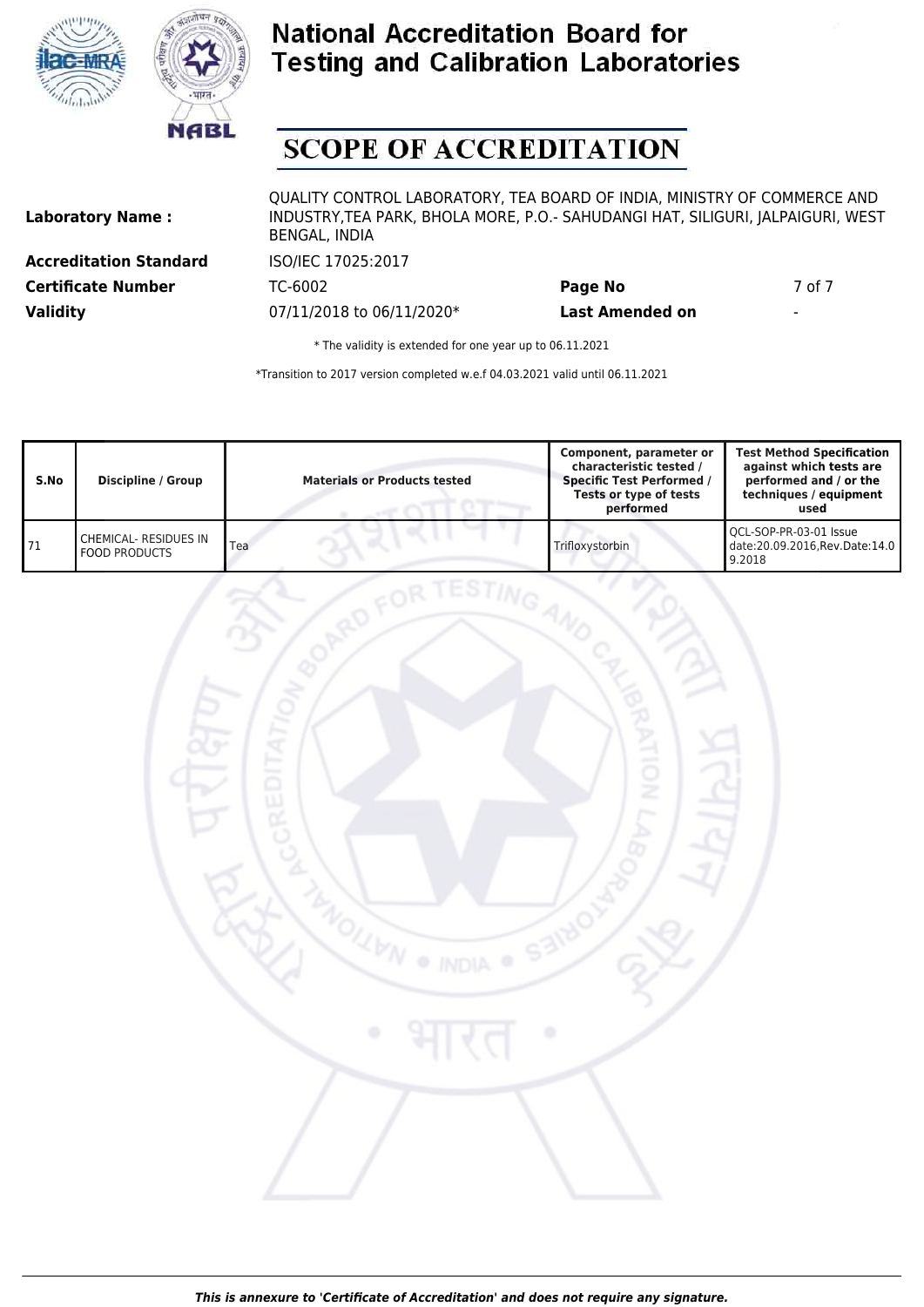# National Accreditation Board for Testing and Calibration Laboratories

## SCOPE OF ACCREDITATION

| | | | |
|---|---|---|---|
| **Laboratory Name :** | QUALITY CONTROL LABORATORY, TEA BOARD OF INDIA, MINISTRY OF COMMERCE AND INDUSTRY,TEA PARK, BHOLA MORE, P.O.- SAHUDANGI HAT, SILIGURI, JALPAIGURI, WEST BENGAL, INDIA | | |
| **Accreditation Standard** | ISO/IEC 17025:2017 | | |
| **Certificate Number** | TC-6002 | **Page No** | 7 of 7 |
| **Validity** | 07/11/2018 to 06/11/2020* | **Last Amended on** | - |

\* The validity is extended for one year up to 06.11.2021

*Transition to 2017 version completed w.e.f 04.03.2021 valid until 06.11.2021

| S.No | Discipline / Group | Materials or Products tested | Component, parameter or characteristic tested / Specific Test Performed / Tests or type of tests performed | Test Method Specification against which tests are performed and / or the techniques / equipment used |
|---|---|---|---|---|
| 71 | CHEMICAL- RESIDUES IN FOOD PRODUCTS | Tea | Trifloxystorbin | QCL-SOP-PR-03-01 Issue date:20.09.2016,Rev.Date:14.09.2018 |

***This is annexure to 'Certificate of Accreditation' and does not require any signature.***